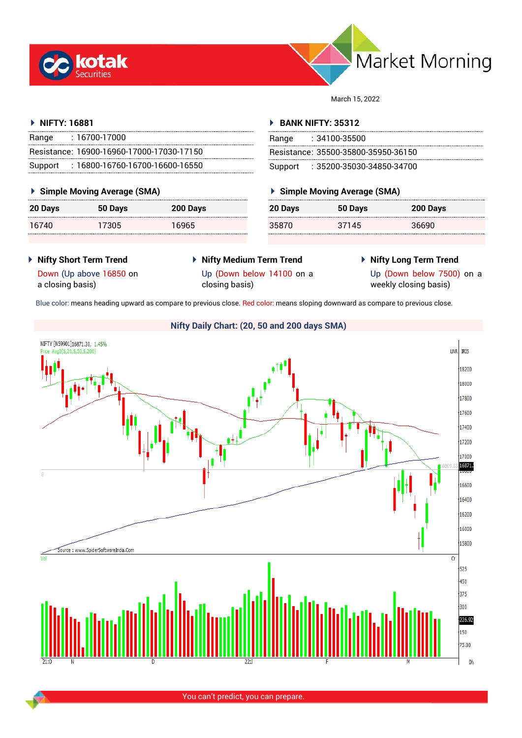# Market Morning

March 15, 2022

## NIFTY: 16881

| | |
|---|---|
| Range | : 16700-17000 |
| Resistance: | 16900-16960-17000-17030-17150 |
| Support | : 16800-16760-16700-16600-16550 |

### Simple Moving Average (SMA)

| 20 Days | 50 Days | 200 Days |
|---|---|---|
| 16740 | 17305 | 16965 |

## BANK NIFTY: 35312

| | |
|---|---|
| Range | : 34100-35500 |
| Resistance: | 35500-35800-35950-36150 |
| Support | : 35200-35030-34850-34700 |

### Simple Moving Average (SMA)

| 20 Days | 50 Days | 200 Days |
|---|---|---|
| 35870 | 37145 | 36690 |

### Nifty Short Term Trend

Down (Up above 16850 on a closing basis)

### Nifty Medium Term Trend

Up (Down below 14100 on a closing basis)

### Nifty Long Term Trend

Up (Down below 7500) on a weekly closing basis)

Blue color: means heading upward as compare to previous close. Red color: means sloping downward as compare to previous close.

### Nifty Daily Chart: (20, 50 and 200 days SMA)

You can't predict, you can prepare.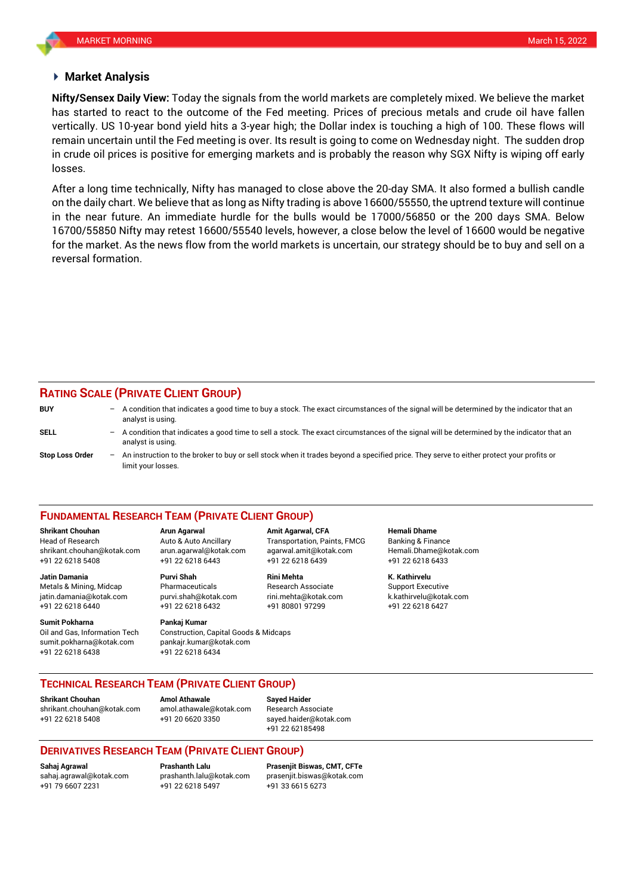## Market Analysis

**Nifty/Sensex Daily View:** Today the signals from the world markets are completely mixed. We believe the market has started to react to the outcome of the Fed meeting. Prices of precious metals and crude oil have fallen vertically. US 10-year bond yield hits a 3-year high; the Dollar index is touching a high of 100. These flows will remain uncertain until the Fed meeting is over. Its result is going to come on Wednesday night. The sudden drop in crude oil prices is positive for emerging markets and is probably the reason why SGX Nifty is wiping off early losses.

After a long time technically, Nifty has managed to close above the 20-day SMA. It also formed a bullish candle on the daily chart. We believe that as long as Nifty trading is above 16600/55550, the uptrend texture will continue in the near future. An immediate hurdle for the bulls would be 17000/56850 or the 200 days SMA. Below 16700/55850 Nifty may retest 16600/55540 levels, however, a close below the level of 16600 would be negative for the market. As the news flow from the world markets is uncertain, our strategy should be to buy and sell on a reversal formation.

## RATING SCALE (PRIVATE CLIENT GROUP)

**BUY** – A condition that indicates a good time to buy a stock. The exact circumstances of the signal will be determined by the indicator that an analyst is using.

**SELL** – A condition that indicates a good time to sell a stock. The exact circumstances of the signal will be determined by the indicator that an analyst is using.

**Stop Loss Order** – An instruction to the broker to buy or sell stock when it trades beyond a specified price. They serve to either protect your profits or limit your losses.

## FUNDAMENTAL RESEARCH TEAM (PRIVATE CLIENT GROUP)

**Shrikant Chouhan**
Head of Research
shrikant.chouhan@kotak.com
+91 22 6218 5408

**Arun Agarwal**
Auto & Auto Ancillary
arun.agarwal@kotak.com
+91 22 6218 6443

**Amit Agarwal, CFA**
Transportation, Paints, FMCG
agarwal.amit@kotak.com
+91 22 6218 6439

**Hemali Dhame**
Banking & Finance
Hemali.Dhame@kotak.com
+91 22 6218 6433

**Jatin Damania**
Metals & Mining, Midcap
jatin.damania@kotak.com
+91 22 6218 6440

**Purvi Shah**
Pharmaceuticals
purvi.shah@kotak.com
+91 22 6218 6432

**Rini Mehta**
Research Associate
rini.mehta@kotak.com
+91 80801 97299

**K. Kathirvelu**
Support Executive
k.kathirvelu@kotak.com
+91 22 6218 6427

**Sumit Pokharna**
Oil and Gas, Information Tech
sumit.pokharna@kotak.com
+91 22 6218 6438

**Pankaj Kumar**
Construction, Capital Goods & Midcaps
pankajr.kumar@kotak.com
+91 22 6218 6434

## TECHNICAL RESEARCH TEAM (PRIVATE CLIENT GROUP)

**Shrikant Chouhan**
shrikant.chouhan@kotak.com
+91 22 6218 5408

**Amol Athawale**
amol.athawale@kotak.com
+91 20 6620 3350

**Sayed Haider**
Research Associate
sayed.haider@kotak.com
+91 22 62185498

## DERIVATIVES RESEARCH TEAM (PRIVATE CLIENT GROUP)

**Sahaj Agrawal**
sahaj.agrawal@kotak.com
+91 79 6607 2231

**Prashanth Lalu**
prashanth.lalu@kotak.com
+91 22 6218 5497

**Prasenjit Biswas, CMT, CFTe**
prasenjit.biswas@kotak.com
+91 33 6615 6273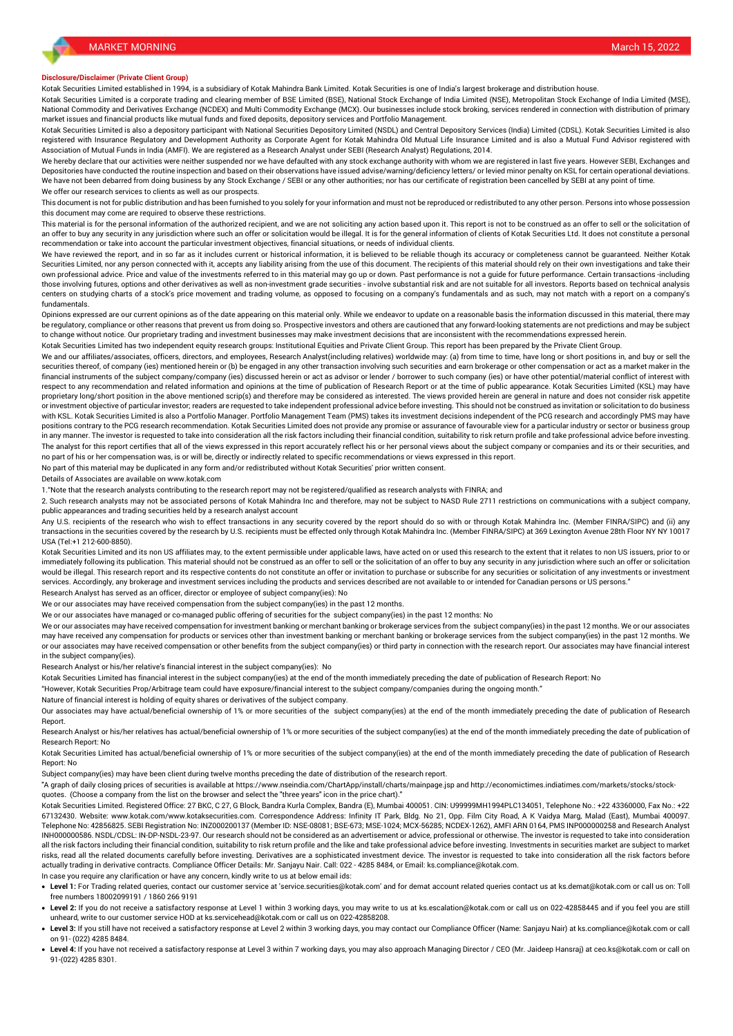**Disclosure/Disclaimer (Private Client Group)**

Kotak Securities Limited established in 1994, is a subsidiary of Kotak Mahindra Bank Limited. Kotak Securities is one of India's largest brokerage and distribution house.

Kotak Securities Limited is a corporate trading and clearing member of BSE Limited (BSE), National Stock Exchange of India Limited (NSE), Metropolitan Stock Exchange of India Limited (MSE), National Commodity and Derivatives Exchange (NCDEX) and Multi Commodity Exchange (MCX). Our businesses include stock broking, services rendered in connection with distribution of primary market issues and financial products like mutual funds and fixed deposits, depository services and Portfolio Management.

Kotak Securities Limited is also a depository participant with National Securities Depository Limited (NSDL) and Central Depository Services (India) Limited (CDSL). Kotak Securities Limited is also registered with Insurance Regulatory and Development Authority as Corporate Agent for Kotak Mahindra Old Mutual Life Insurance Limited and is also a Mutual Fund Advisor registered with Association of Mutual Funds in India (AMFI). We are registered as a Research Analyst under SEBI (Research Analyst) Regulations, 2014.

We hereby declare that our activities were neither suspended nor we have defaulted with any stock exchange authority with whom we are registered in last five years. However SEBI, Exchanges and Depositories have conducted the routine inspection and based on their observations have issued advise/warning/deficiency letters/ or levied minor penalty on KSL for certain operational deviations. We have not been debarred from doing business by any Stock Exchange / SEBI or any other authorities; nor has our certificate of registration been cancelled by SEBI at any point of time.

We offer our research services to clients as well as our prospects.

This document is not for public distribution and has been furnished to you solely for your information and must not be reproduced or redistributed to any other person. Persons into whose possession this document may come are required to observe these restrictions.

This material is for the personal information of the authorized recipient, and we are not soliciting any action based upon it. This report is not to be construed as an offer to sell or the solicitation of an offer to buy any security in any jurisdiction where such an offer or solicitation would be illegal. It is for the general information of clients of Kotak Securities Ltd. It does not constitute a personal recommendation or take into account the particular investment objectives, financial situations, or needs of individual clients.

We have reviewed the report, and in so far as it includes current or historical information, it is believed to be reliable though its accuracy or completeness cannot be guaranteed. Neither Kotak Securities Limited, nor any person connected with it, accepts any liability arising from the use of this document. The recipients of this material should rely on their own investigations and take their own professional advice. Price and value of the investments referred to in this material may go up or down. Past performance is not a guide for future performance. Certain transactions -including those involving futures, options and other derivatives as well as non-investment grade securities - involve substantial risk and are not suitable for all investors. Reports based on technical analysis centers on studying charts of a stock's price movement and trading volume, as opposed to focusing on a company's fundamentals and as such, may not match with a report on a company's fundamentals.

Opinions expressed are our current opinions as of the date appearing on this material only. While we endeavor to update on a reasonable basis the information discussed in this material, there may be regulatory, compliance or other reasons that prevent us from doing so. Prospective investors and others are cautioned that any forward-looking statements are not predictions and may be subject to change without notice. Our proprietary trading and investment businesses may make investment decisions that are inconsistent with the recommendations expressed herein.

Kotak Securities Limited has two independent equity research groups: Institutional Equities and Private Client Group. This report has been prepared by the Private Client Group.

We and our affiliates/associates, officers, directors, and employees, Research Analyst(including relatives) worldwide may: (a) from time to time, have long or short positions in, and buy or sell the securities thereof, of company (ies) mentioned herein or (b) be engaged in any other transaction involving such securities and earn brokerage or other compensation or act as a market maker in the financial instruments of the subject company/company (ies) discussed herein or act as advisor or lender / borrower to such company (ies) or have other potential/material conflict of interest with respect to any recommendation and related information and opinions at the time of publication of Research Report or at the time of public appearance. Kotak Securities Limited (KSL) may have proprietary long/short position in the above mentioned scrip(s) and therefore may be considered as interested. The views provided herein are general in nature and does not consider risk appetite or investment objective of particular investor; readers are requested to take independent professional advice before investing. This should not be construed as invitation or solicitation to do business with KSL. Kotak Securities Limited is also a Portfolio Manager. Portfolio Management Team (PMS) takes its investment decisions independent of the PCG research and accordingly PMS may have positions contrary to the PCG research recommendation. Kotak Securities Limited does not provide any promise or assurance of favourable view for a particular industry or sector or business group in any manner. The investor is requested to take into consideration all the risk factors including their financial condition, suitability to risk return profile and take professional advice before investing.

The analyst for this report certifies that all of the views expressed in this report accurately reflect his or her personal views about the subject company or companies and its or their securities, and no part of his or her compensation was, is or will be, directly or indirectly related to specific recommendations or views expressed in this report.

No part of this material may be duplicated in any form and/or redistributed without Kotak Securities' prior written consent.

Details of Associates are available on www.kotak.com

1."Note that the research analysts contributing to the research report may not be registered/qualified as research analysts with FINRA; and

2. Such research analysts may not be associated persons of Kotak Mahindra Inc and therefore, may not be subject to NASD Rule 2711 restrictions on communications with a subject company, public appearances and trading securities held by a research analyst account

Any U.S. recipients of the research who wish to effect transactions in any security covered by the report should do so with or through Kotak Mahindra Inc. (Member FINRA/SIPC) and (ii) any transactions in the securities covered by the research by U.S. recipients must be effected only through Kotak Mahindra Inc. (Member FINRA/SIPC) at 369 Lexington Avenue 28th Floor NY NY 10017 USA (Tel:+1 212-600-8850).

Kotak Securities Limited and its non US affiliates may, to the extent permissible under applicable laws, have acted on or used this research to the extent that it relates to non US issuers, prior to or immediately following its publication. This material should not be construed as an offer to sell or the solicitation of an offer to buy any security in any jurisdiction where such an offer or solicitation would be illegal. This research report and its respective contents do not constitute an offer or invitation to purchase or subscribe for any securities or solicitation of any investments or investment services. Accordingly, any brokerage and investment services including the products and services described are not available to or intended for Canadian persons or US persons."

Research Analyst has served as an officer, director or employee of subject company(ies): No

We or our associates may have received compensation from the subject company(ies) in the past 12 months.

We or our associates have managed or co-managed public offering of securities for the subject company(ies) in the past 12 months: No

We or our associates may have received compensation for investment banking or merchant banking or brokerage services from the subject company(ies) in the past 12 months. We or our associates may have received any compensation for products or services other than investment banking or merchant banking or brokerage services from the subject company(ies) in the past 12 months. We or our associates may have received compensation or other benefits from the subject company(ies) or third party in connection with the research report. Our associates may have financial interest in the subject company(ies).

Research Analyst or his/her relative's financial interest in the subject company(ies): No

Kotak Securities Limited has financial interest in the subject company(ies) at the end of the month immediately preceding the date of publication of Research Report: No

"However, Kotak Securities Prop/Arbitrage team could have exposure/financial interest to the subject company/companies during the ongoing month."

Nature of financial interest is holding of equity shares or derivatives of the subject company.

Our associates may have actual/beneficial ownership of 1% or more securities of the subject company(ies) at the end of the month immediately preceding the date of publication of Research Report.

Research Analyst or his/her relatives has actual/beneficial ownership of 1% or more securities of the subject company(ies) at the end of the month immediately preceding the date of publication of Research Report: No

Kotak Securities Limited has actual/beneficial ownership of 1% or more securities of the subject company(ies) at the end of the month immediately preceding the date of publication of Research Report: No

Subject company(ies) may have been client during twelve months preceding the date of distribution of the research report.

"A graph of daily closing prices of securities is available at https://www.nseindia.com/ChartApp/install/charts/mainpage.jsp and http://economictimes.indiatimes.com/markets/stocks/stock-quotes. (Choose a company from the list on the browser and select the "three years" icon in the price chart)."

Kotak Securities Limited. Registered Office: 27 BKC, C 27, G Block, Bandra Kurla Complex, Bandra (E), Mumbai 400051. CIN: U99999MH1994PLC134051, Telephone No.: +22 43360000, Fax No.: +22 67132430. Website: www.kotak.com/www.kotaksecurities.com. Correspondence Address: Infinity IT Park, Bldg. No 21, Opp. Film City Road, A K Vaidya Marg, Malad (East), Mumbai 400097. Telephone No: 42856825. SEBI Registration No: INZ000200137 (Member ID: NSE-08081; BSE-673; MSE-1024; MCX-56285; NCDEX-1262), AMFI ARN 0164, PMS INP000000258 and Research Analyst INH000000586. NSDL/CDSL: IN-DP-NSDL-23-97. Our research should not be considered as an advertisement or advice, professional or otherwise. The investor is requested to take into consideration all the risk factors including their financial condition, suitability to risk return profile and the like and take professional advice before investing. Investments in securities market are subject to market risks, read all the related documents carefully before investing. Derivatives are a sophisticated investment device. The investor is requested to take into consideration all the risk factors before actually trading in derivative contracts. Compliance Officer Details: Mr. Sanjayu Nair. Call: 022 - 4285 8484, or Email: ks.compliance@kotak.com.

In case you require any clarification or have any concern, kindly write to us at below email ids:

- **Level 1:** For Trading related queries, contact our customer service at 'service.securities@kotak.com' and for demat account related queries contact us at ks.demat@kotak.com or call us on: Toll free numbers 18002099191 / 1860 266 9191
- **Level 2:** If you do not receive a satisfactory response at Level 1 within 3 working days, you may write to us at ks.escalation@kotak.com or call us on 022-42858445 and if you feel you are still unheard, write to our customer service HOD at ks.servicehead@kotak.com or call us on 022-42858208.
- **Level 3:** If you still have not received a satisfactory response at Level 2 within 3 working days, you may contact our Compliance Officer (Name: Sanjayu Nair) at ks.compliance@kotak.com or call on 91- (022) 4285 8484.
- **Level 4:** If you have not received a satisfactory response at Level 3 within 7 working days, you may also approach Managing Director / CEO (Mr. Jaideep Hansraj) at ceo.ks@kotak.com or call on 91-(022) 4285 8301.